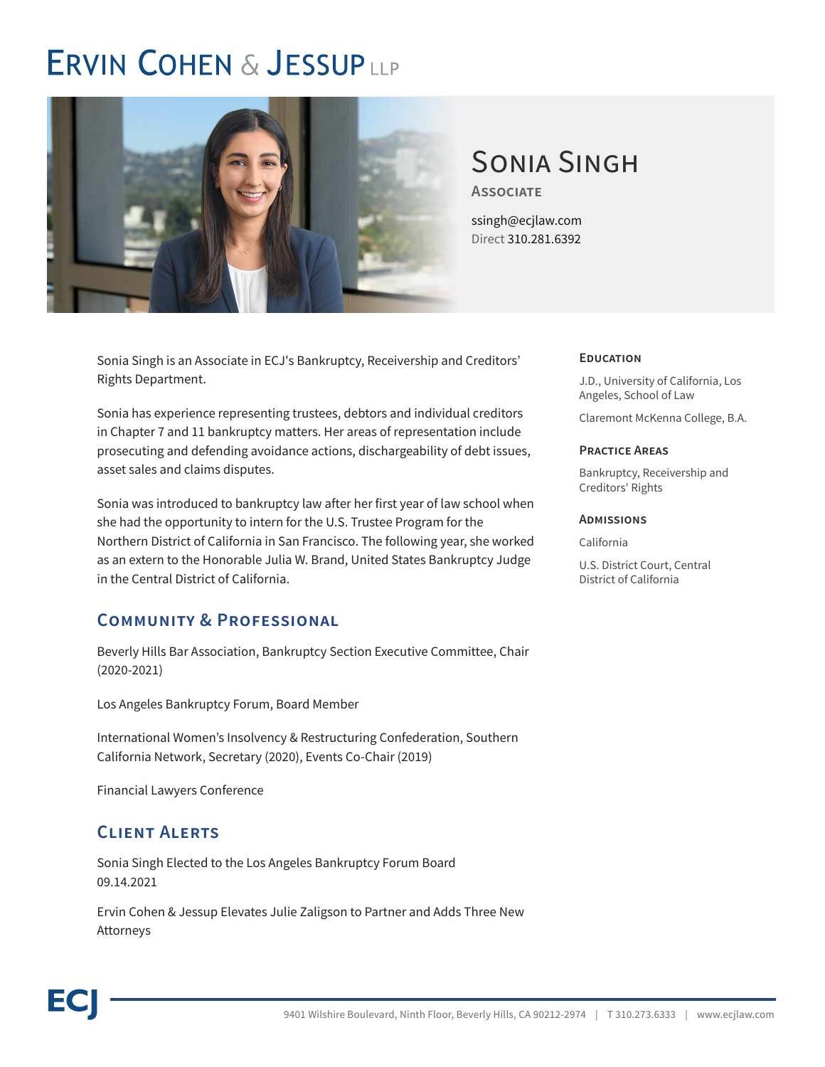# Ervin Cohen & Jessup LLP

## Sonia Singh

**Associate**

ssingh@ecjlaw.com
Direct 310.281.6392

Sonia Singh is an Associate in ECJ's Bankruptcy, Receivership and Creditors' Rights Department.

Sonia has experience representing trustees, debtors and individual creditors in Chapter 7 and 11 bankruptcy matters. Her areas of representation include prosecuting and defending avoidance actions, dischargeability of debt issues, asset sales and claims disputes.

Sonia was introduced to bankruptcy law after her first year of law school when she had the opportunity to intern for the U.S. Trustee Program for the Northern District of California in San Francisco. The following year, she worked as an extern to the Honorable Julia W. Brand, United States Bankruptcy Judge in the Central District of California.

### Community & Professional

Beverly Hills Bar Association, Bankruptcy Section Executive Committee, Chair (2020-2021)

Los Angeles Bankruptcy Forum, Board Member

International Women's Insolvency & Restructuring Confederation, Southern California Network, Secretary (2020), Events Co-Chair (2019)

Financial Lawyers Conference

### Client Alerts

Sonia Singh Elected to the Los Angeles Bankruptcy Forum Board
09.14.2021

Ervin Cohen & Jessup Elevates Julie Zaligson to Partner and Adds Three New Attorneys

### Education

J.D., University of California, Los Angeles, School of Law

Claremont McKenna College, B.A.

### Practice Areas

Bankruptcy, Receivership and Creditors' Rights

### Admissions

California

U.S. District Court, Central District of California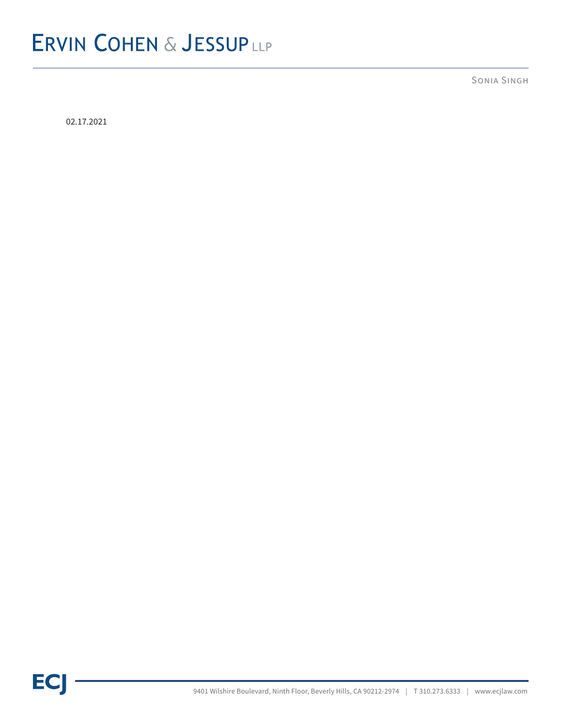# ERVIN COHEN & JESSUP LLP

SONIA SINGH

02.17.2021

ECJ

9401 Wilshire Boulevard, Ninth Floor, Beverly Hills, CA 90212-2974 | T 310.273.6333 | www.ecjlaw.com